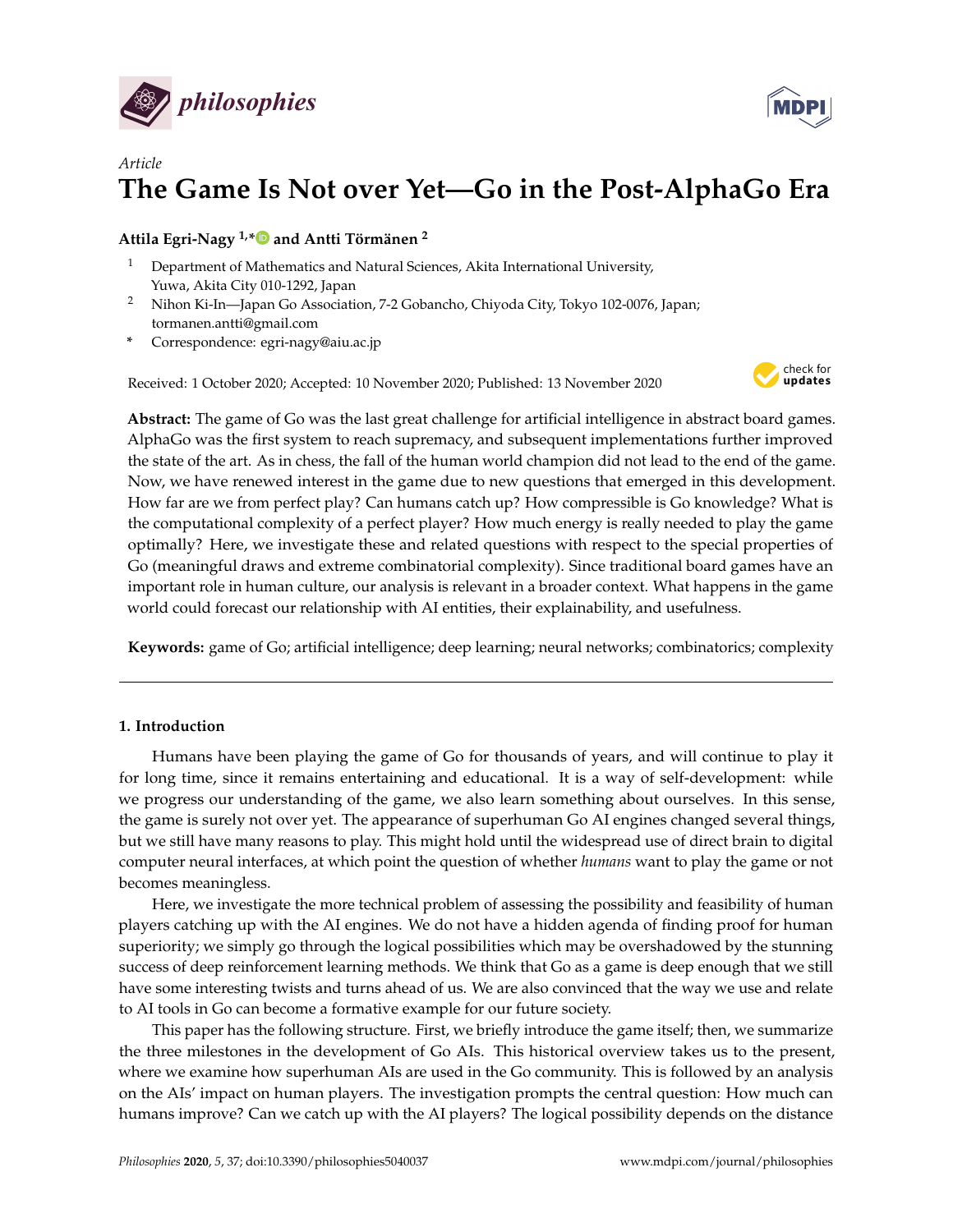*Article*

# The Game Is Not over Yet—Go in the Post-AlphaGo Era

**Attila Egri-Nagy [1,*] and Antti Törmänen [2]**

[1] Department of Mathematics and Natural Sciences, Akita International University, Yuwa, Akita City 010-1292, Japan

[2] Nihon Ki-In—Japan Go Association, 7-2 Gobancho, Chiyoda City, Tokyo 102-0076, Japan; tormanen.antti@gmail.com

[*] Correspondence: egri-nagy@aiu.ac.jp

Received: 1 October 2020; Accepted: 10 November 2020; Published: 13 November 2020

**Abstract:** The game of Go was the last great challenge for artificial intelligence in abstract board games. AlphaGo was the first system to reach supremacy, and subsequent implementations further improved the state of the art. As in chess, the fall of the human world champion did not lead to the end of the game. Now, we have renewed interest in the game due to new questions that emerged in this development. How far are we from perfect play? Can humans catch up? How compressible is Go knowledge? What is the computational complexity of a perfect player? How much energy is really needed to play the game optimally? Here, we investigate these and related questions with respect to the special properties of Go (meaningful draws and extreme combinatorial complexity). Since traditional board games have an important role in human culture, our analysis is relevant in a broader context. What happens in the game world could forecast our relationship with AI entities, their explainability, and usefulness.

**Keywords:** game of Go; artificial intelligence; deep learning; neural networks; combinatorics; complexity

## 1. Introduction

Humans have been playing the game of Go for thousands of years, and will continue to play it for long time, since it remains entertaining and educational. It is a way of self-development: while we progress our understanding of the game, we also learn something about ourselves. In this sense, the game is surely not over yet. The appearance of superhuman Go AI engines changed several things, but we still have many reasons to play. This might hold until the widespread use of direct brain to digital computer neural interfaces, at which point the question of whether *humans* want to play the game or not becomes meaningless.

Here, we investigate the more technical problem of assessing the possibility and feasibility of human players catching up with the AI engines. We do not have a hidden agenda of finding proof for human superiority; we simply go through the logical possibilities which may be overshadowed by the stunning success of deep reinforcement learning methods. We think that Go as a game is deep enough that we still have some interesting twists and turns ahead of us. We are also convinced that the way we use and relate to AI tools in Go can become a formative example for our future society.

This paper has the following structure. First, we briefly introduce the game itself; then, we summarize the three milestones in the development of Go AIs. This historical overview takes us to the present, where we examine how superhuman AIs are used in the Go community. This is followed by an analysis on the AIs' impact on human players. The investigation prompts the central question: How much can humans improve? Can we catch up with the AI players? The logical possibility depends on the distance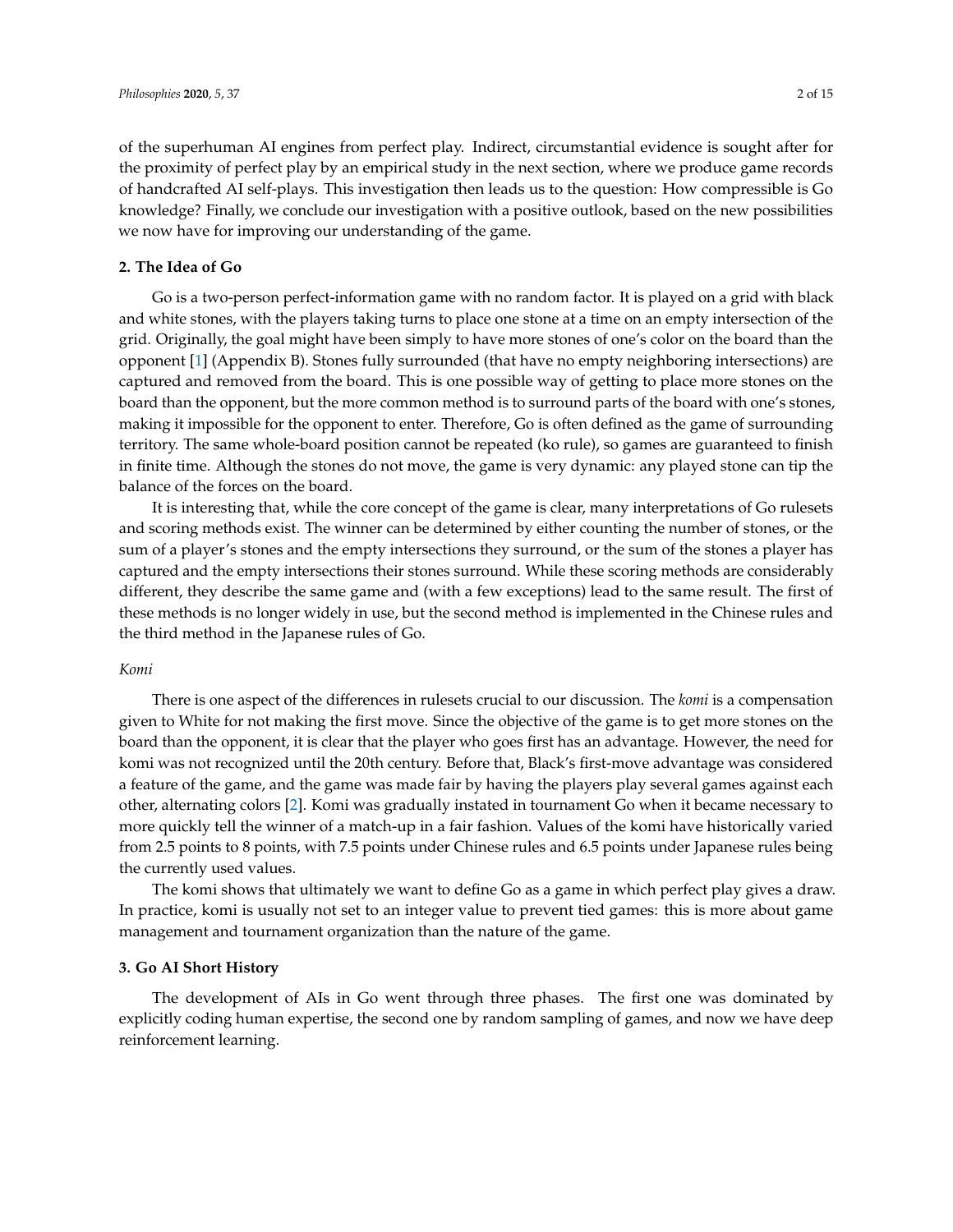of the superhuman AI engines from perfect play. Indirect, circumstantial evidence is sought after for the proximity of perfect play by an empirical study in the next section, where we produce game records of handcrafted AI self-plays. This investigation then leads us to the question: How compressible is Go knowledge? Finally, we conclude our investigation with a positive outlook, based on the new possibilities we now have for improving our understanding of the game.

## 2. The Idea of Go

Go is a two-person perfect-information game with no random factor. It is played on a grid with black and white stones, with the players taking turns to place one stone at a time on an empty intersection of the grid. Originally, the goal might have been simply to have more stones of one's color on the board than the opponent [1] (Appendix B). Stones fully surrounded (that have no empty neighboring intersections) are captured and removed from the board. This is one possible way of getting to place more stones on the board than the opponent, but the more common method is to surround parts of the board with one's stones, making it impossible for the opponent to enter. Therefore, Go is often defined as the game of surrounding territory. The same whole-board position cannot be repeated (ko rule), so games are guaranteed to finish in finite time. Although the stones do not move, the game is very dynamic: any played stone can tip the balance of the forces on the board.

It is interesting that, while the core concept of the game is clear, many interpretations of Go rulesets and scoring methods exist. The winner can be determined by either counting the number of stones, or the sum of a player's stones and the empty intersections they surround, or the sum of the stones a player has captured and the empty intersections their stones surround. While these scoring methods are considerably different, they describe the same game and (with a few exceptions) lead to the same result. The first of these methods is no longer widely in use, but the second method is implemented in the Chinese rules and the third method in the Japanese rules of Go.

### *Komi*

There is one aspect of the differences in rulesets crucial to our discussion. The *komi* is a compensation given to White for not making the first move. Since the objective of the game is to get more stones on the board than the opponent, it is clear that the player who goes first has an advantage. However, the need for komi was not recognized until the 20th century. Before that, Black's first-move advantage was considered a feature of the game, and the game was made fair by having the players play several games against each other, alternating colors [2]. Komi was gradually instated in tournament Go when it became necessary to more quickly tell the winner of a match-up in a fair fashion. Values of the komi have historically varied from 2.5 points to 8 points, with 7.5 points under Chinese rules and 6.5 points under Japanese rules being the currently used values.

The komi shows that ultimately we want to define Go as a game in which perfect play gives a draw. In practice, komi is usually not set to an integer value to prevent tied games: this is more about game management and tournament organization than the nature of the game.

## 3. Go AI Short History

The development of AIs in Go went through three phases. The first one was dominated by explicitly coding human expertise, the second one by random sampling of games, and now we have deep reinforcement learning.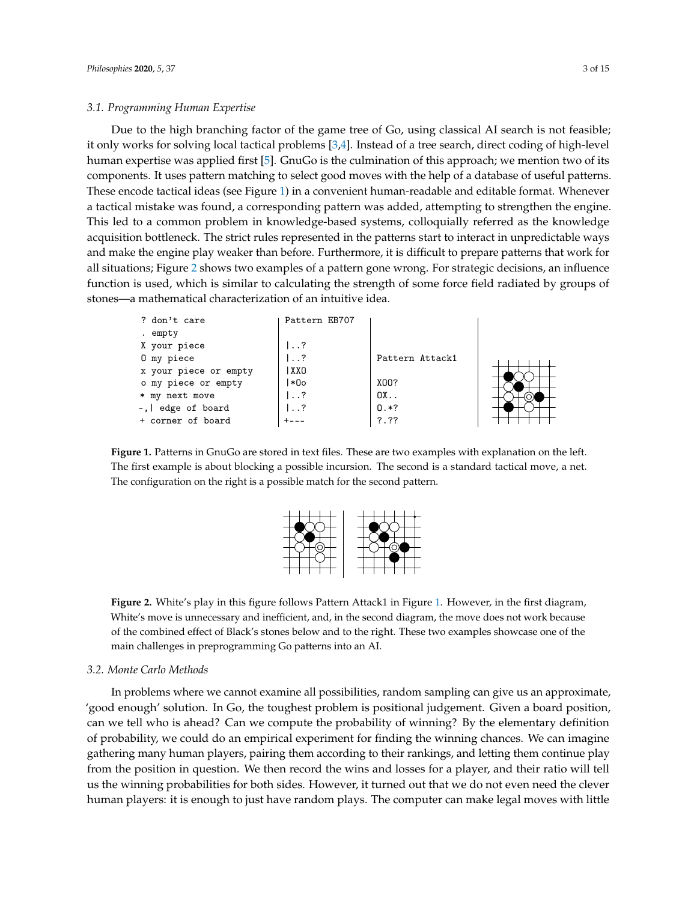### 3.1. Programming Human Expertise

Due to the high branching factor of the game tree of Go, using classical AI search is not feasible; it only works for solving local tactical problems [3,4]. Instead of a tree search, direct coding of high-level human expertise was applied first [5]. GnuGo is the culmination of this approach; we mention two of its components. It uses pattern matching to select good moves with the help of a database of useful patterns. These encode tactical ideas (see Figure 1) in a convenient human-readable and editable format. Whenever a tactical mistake was found, a corresponding pattern was added, attempting to strengthen the engine. This led to a common problem in knowledge-based systems, colloquially referred as the knowledge acquisition bottleneck. The strict rules represented in the patterns start to interact in unpredictable ways and make the engine play weaker than before. Furthermore, it is difficult to prepare patterns that work for all situations; Figure 2 shows two examples of a pattern gone wrong. For strategic decisions, an influence function is used, which is similar to calculating the strength of some force field radiated by groups of stones—a mathematical characterization of an intuitive idea.

```
? don't care
. empty
X your piece
O my piece
x your piece or empty
o my piece or empty
* my next move
-,| edge of board
+ corner of board
```

```
Pattern EB707

|..?
|..?
|XXO
|*Oo
|..?
|..?
+---
```

```
Pattern Attack1

XOO?
OX..
O.*?
?.??
```

**Figure 1.** Patterns in GnuGo are stored in text files. These are two examples with explanation on the left. The first example is about blocking a possible incursion. The second is a standard tactical move, a net. The configuration on the right is a possible match for the second pattern.

**Figure 2.** White's play in this figure follows Pattern Attack1 in Figure 1. However, in the first diagram, White's move is unnecessary and inefficient, and, in the second diagram, the move does not work because of the combined effect of Black's stones below and to the right. These two examples showcase one of the main challenges in preprogramming Go patterns into an AI.

### 3.2. Monte Carlo Methods

In problems where we cannot examine all possibilities, random sampling can give us an approximate, 'good enough' solution. In Go, the toughest problem is positional judgement. Given a board position, can we tell who is ahead? Can we compute the probability of winning? By the elementary definition of probability, we could do an empirical experiment for finding the winning chances. We can imagine gathering many human players, pairing them according to their rankings, and letting them continue play from the position in question. We then record the wins and losses for a player, and their ratio will tell us the winning probabilities for both sides. However, it turned out that we do not even need the clever human players: it is enough to just have random plays. The computer can make legal moves with little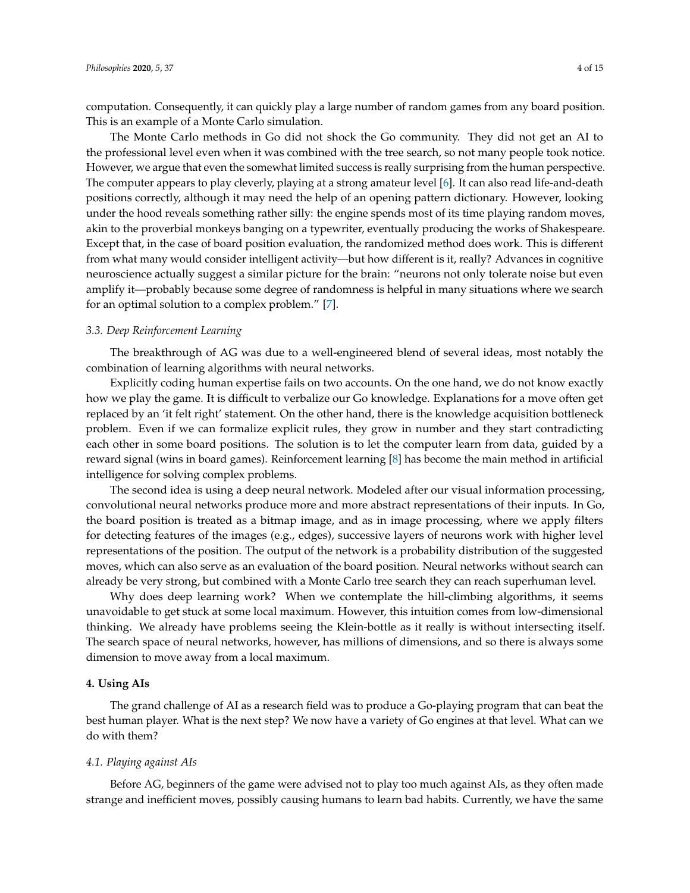computation. Consequently, it can quickly play a large number of random games from any board position. This is an example of a Monte Carlo simulation.

The Monte Carlo methods in Go did not shock the Go community. They did not get an AI to the professional level even when it was combined with the tree search, so not many people took notice. However, we argue that even the somewhat limited success is really surprising from the human perspective. The computer appears to play cleverly, playing at a strong amateur level [6]. It can also read life-and-death positions correctly, although it may need the help of an opening pattern dictionary. However, looking under the hood reveals something rather silly: the engine spends most of its time playing random moves, akin to the proverbial monkeys banging on a typewriter, eventually producing the works of Shakespeare. Except that, in the case of board position evaluation, the randomized method does work. This is different from what many would consider intelligent activity—but how different is it, really? Advances in cognitive neuroscience actually suggest a similar picture for the brain: "neurons not only tolerate noise but even amplify it—probably because some degree of randomness is helpful in many situations where we search for an optimal solution to a complex problem." [7].

### *3.3. Deep Reinforcement Learning*

The breakthrough of AG was due to a well-engineered blend of several ideas, most notably the combination of learning algorithms with neural networks.

Explicitly coding human expertise fails on two accounts. On the one hand, we do not know exactly how we play the game. It is difficult to verbalize our Go knowledge. Explanations for a move often get replaced by an 'it felt right' statement. On the other hand, there is the knowledge acquisition bottleneck problem. Even if we can formalize explicit rules, they grow in number and they start contradicting each other in some board positions. The solution is to let the computer learn from data, guided by a reward signal (wins in board games). Reinforcement learning [8] has become the main method in artificial intelligence for solving complex problems.

The second idea is using a deep neural network. Modeled after our visual information processing, convolutional neural networks produce more and more abstract representations of their inputs. In Go, the board position is treated as a bitmap image, and as in image processing, where we apply filters for detecting features of the images (e.g., edges), successive layers of neurons work with higher level representations of the position. The output of the network is a probability distribution of the suggested moves, which can also serve as an evaluation of the board position. Neural networks without search can already be very strong, but combined with a Monte Carlo tree search they can reach superhuman level.

Why does deep learning work? When we contemplate the hill-climbing algorithms, it seems unavoidable to get stuck at some local maximum. However, this intuition comes from low-dimensional thinking. We already have problems seeing the Klein-bottle as it really is without intersecting itself. The search space of neural networks, however, has millions of dimensions, and so there is always some dimension to move away from a local maximum.

## **4. Using AIs**

The grand challenge of AI as a research field was to produce a Go-playing program that can beat the best human player. What is the next step? We now have a variety of Go engines at that level. What can we do with them?

### *4.1. Playing against AIs*

Before AG, beginners of the game were advised not to play too much against AIs, as they often made strange and inefficient moves, possibly causing humans to learn bad habits. Currently, we have the same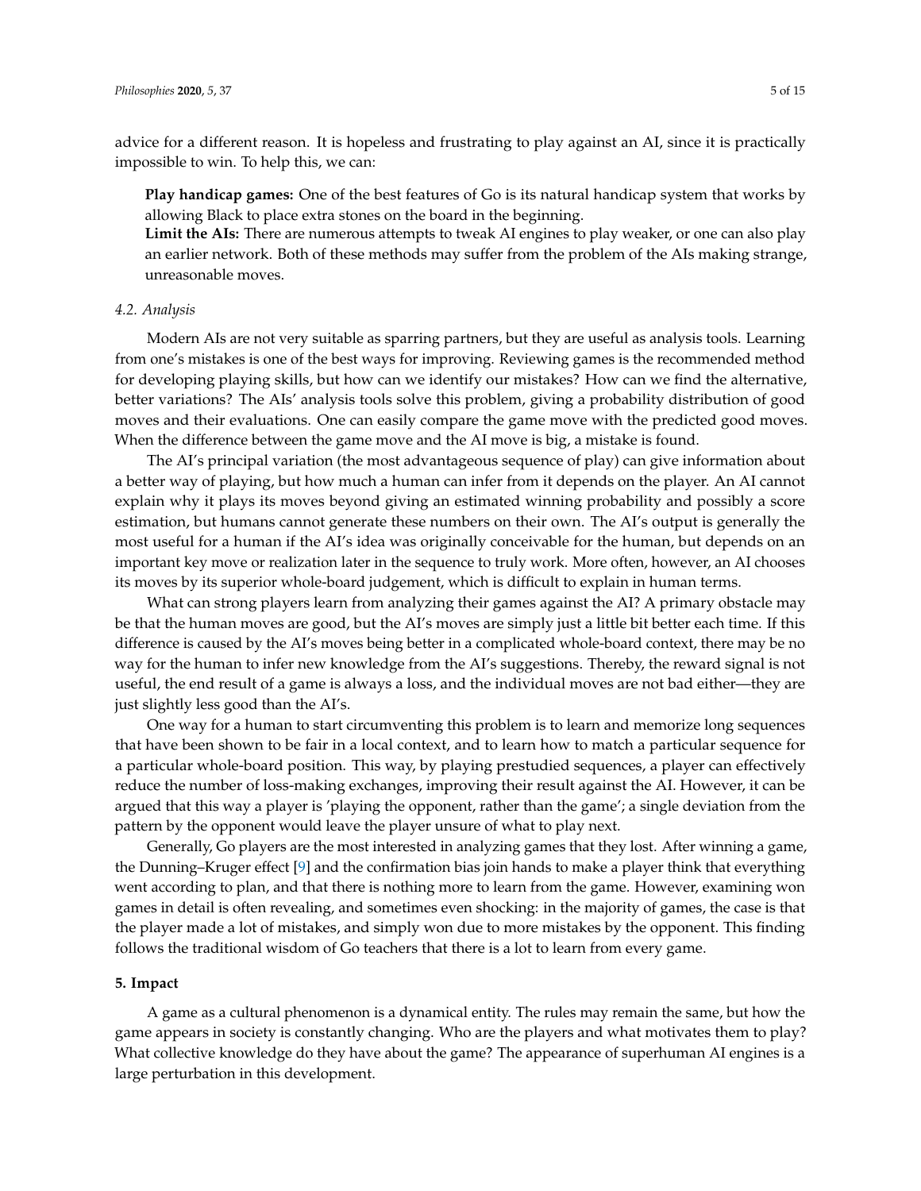advice for a different reason. It is hopeless and frustrating to play against an AI, since it is practically impossible to win. To help this, we can:

**Play handicap games:** One of the best features of Go is its natural handicap system that works by allowing Black to place extra stones on the board in the beginning.

**Limit the AIs:** There are numerous attempts to tweak AI engines to play weaker, or one can also play an earlier network. Both of these methods may suffer from the problem of the AIs making strange, unreasonable moves.

### *4.2. Analysis*

Modern AIs are not very suitable as sparring partners, but they are useful as analysis tools. Learning from one's mistakes is one of the best ways for improving. Reviewing games is the recommended method for developing playing skills, but how can we identify our mistakes? How can we find the alternative, better variations? The AIs' analysis tools solve this problem, giving a probability distribution of good moves and their evaluations. One can easily compare the game move with the predicted good moves. When the difference between the game move and the AI move is big, a mistake is found.

The AI's principal variation (the most advantageous sequence of play) can give information about a better way of playing, but how much a human can infer from it depends on the player. An AI cannot explain why it plays its moves beyond giving an estimated winning probability and possibly a score estimation, but humans cannot generate these numbers on their own. The AI's output is generally the most useful for a human if the AI's idea was originally conceivable for the human, but depends on an important key move or realization later in the sequence to truly work. More often, however, an AI chooses its moves by its superior whole-board judgement, which is difficult to explain in human terms.

What can strong players learn from analyzing their games against the AI? A primary obstacle may be that the human moves are good, but the AI's moves are simply just a little bit better each time. If this difference is caused by the AI's moves being better in a complicated whole-board context, there may be no way for the human to infer new knowledge from the AI's suggestions. Thereby, the reward signal is not useful, the end result of a game is always a loss, and the individual moves are not bad either—they are just slightly less good than the AI's.

One way for a human to start circumventing this problem is to learn and memorize long sequences that have been shown to be fair in a local context, and to learn how to match a particular sequence for a particular whole-board position. This way, by playing prestudied sequences, a player can effectively reduce the number of loss-making exchanges, improving their result against the AI. However, it can be argued that this way a player is 'playing the opponent, rather than the game'; a single deviation from the pattern by the opponent would leave the player unsure of what to play next.

Generally, Go players are the most interested in analyzing games that they lost. After winning a game, the Dunning–Kruger effect [9] and the confirmation bias join hands to make a player think that everything went according to plan, and that there is nothing more to learn from the game. However, examining won games in detail is often revealing, and sometimes even shocking: in the majority of games, the case is that the player made a lot of mistakes, and simply won due to more mistakes by the opponent. This finding follows the traditional wisdom of Go teachers that there is a lot to learn from every game.

## **5. Impact**

A game as a cultural phenomenon is a dynamical entity. The rules may remain the same, but how the game appears in society is constantly changing. Who are the players and what motivates them to play? What collective knowledge do they have about the game? The appearance of superhuman AI engines is a large perturbation in this development.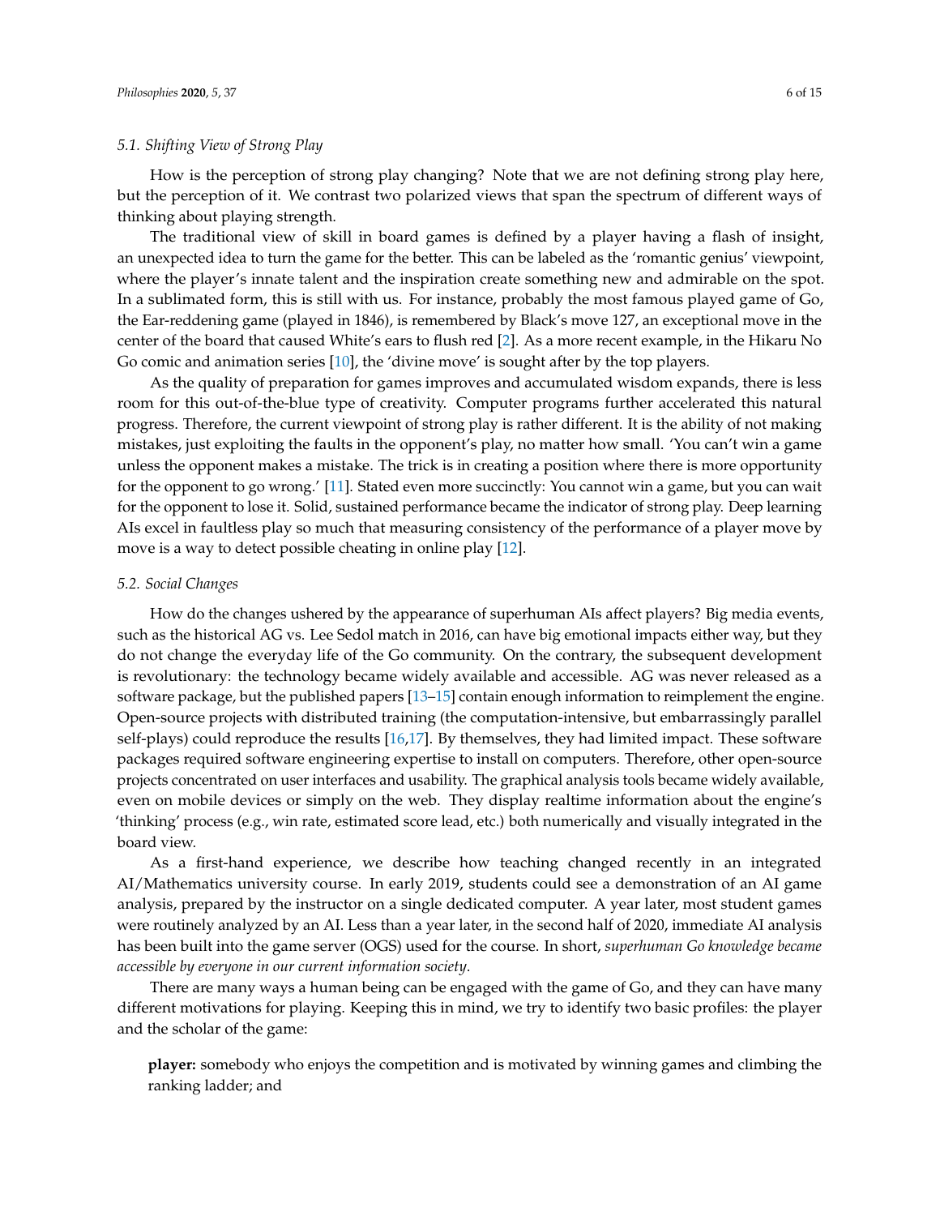### 5.1. Shifting View of Strong Play

How is the perception of strong play changing? Note that we are not defining strong play here, but the perception of it. We contrast two polarized views that span the spectrum of different ways of thinking about playing strength.

The traditional view of skill in board games is defined by a player having a flash of insight, an unexpected idea to turn the game for the better. This can be labeled as the 'romantic genius' viewpoint, where the player's innate talent and the inspiration create something new and admirable on the spot. In a sublimated form, this is still with us. For instance, probably the most famous played game of Go, the Ear-reddening game (played in 1846), is remembered by Black's move 127, an exceptional move in the center of the board that caused White's ears to flush red [2]. As a more recent example, in the Hikaru No Go comic and animation series [10], the 'divine move' is sought after by the top players.

As the quality of preparation for games improves and accumulated wisdom expands, there is less room for this out-of-the-blue type of creativity. Computer programs further accelerated this natural progress. Therefore, the current viewpoint of strong play is rather different. It is the ability of not making mistakes, just exploiting the faults in the opponent's play, no matter how small. 'You can't win a game unless the opponent makes a mistake. The trick is in creating a position where there is more opportunity for the opponent to go wrong.' [11]. Stated even more succinctly: You cannot win a game, but you can wait for the opponent to lose it. Solid, sustained performance became the indicator of strong play. Deep learning AIs excel in faultless play so much that measuring consistency of the performance of a player move by move is a way to detect possible cheating in online play [12].

### 5.2. Social Changes

How do the changes ushered by the appearance of superhuman AIs affect players? Big media events, such as the historical AG vs. Lee Sedol match in 2016, can have big emotional impacts either way, but they do not change the everyday life of the Go community. On the contrary, the subsequent development is revolutionary: the technology became widely available and accessible. AG was never released as a software package, but the published papers [13–15] contain enough information to reimplement the engine. Open-source projects with distributed training (the computation-intensive, but embarrassingly parallel self-plays) could reproduce the results [16,17]. By themselves, they had limited impact. These software packages required software engineering expertise to install on computers. Therefore, other open-source projects concentrated on user interfaces and usability. The graphical analysis tools became widely available, even on mobile devices or simply on the web. They display realtime information about the engine's 'thinking' process (e.g., win rate, estimated score lead, etc.) both numerically and visually integrated in the board view.

As a first-hand experience, we describe how teaching changed recently in an integrated AI/Mathematics university course. In early 2019, students could see a demonstration of an AI game analysis, prepared by the instructor on a single dedicated computer. A year later, most student games were routinely analyzed by an AI. Less than a year later, in the second half of 2020, immediate AI analysis has been built into the game server (OGS) used for the course. In short, *superhuman Go knowledge became accessible by everyone in our current information society*.

There are many ways a human being can be engaged with the game of Go, and they can have many different motivations for playing. Keeping this in mind, we try to identify two basic profiles: the player and the scholar of the game:

> **player:** somebody who enjoys the competition and is motivated by winning games and climbing the ranking ladder; and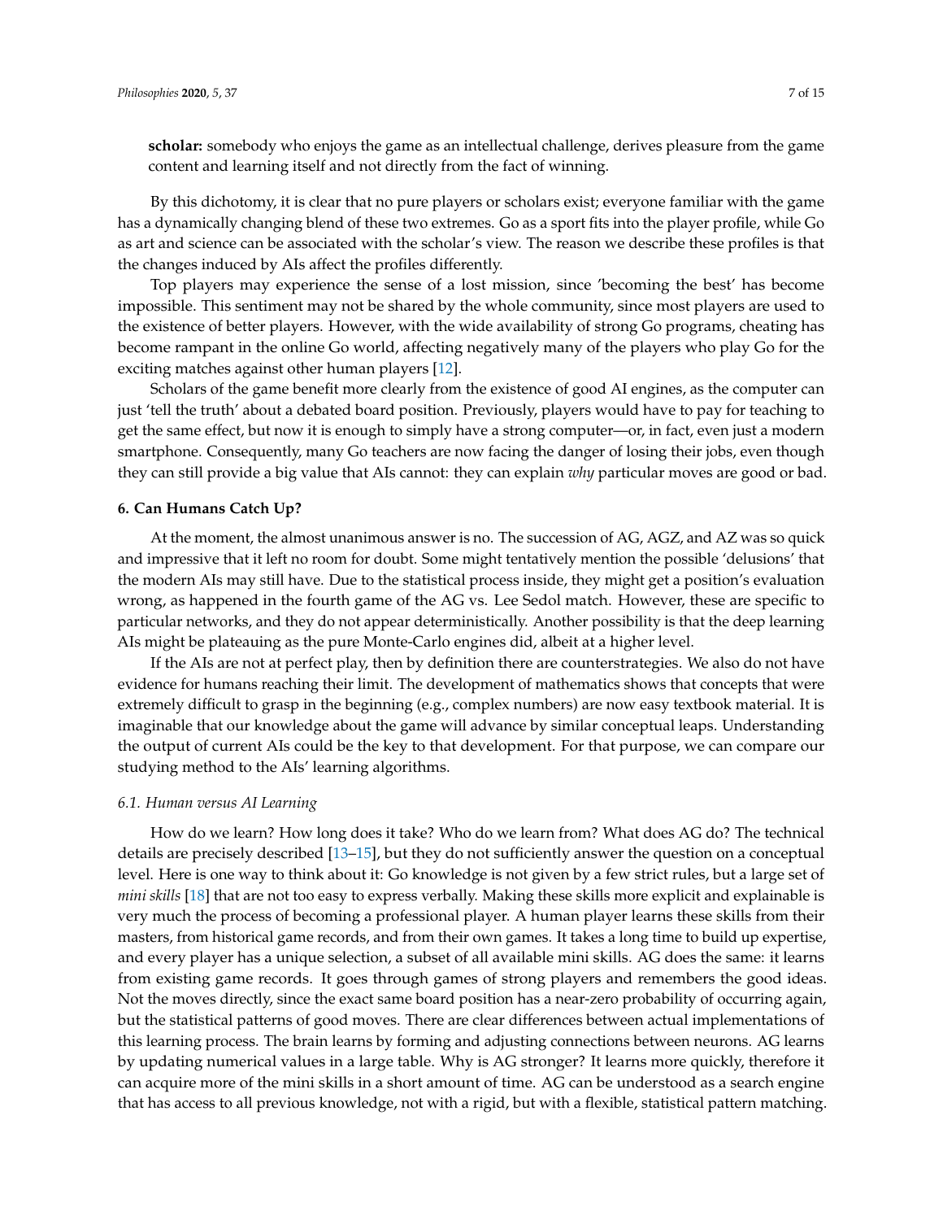**scholar:** somebody who enjoys the game as an intellectual challenge, derives pleasure from the game content and learning itself and not directly from the fact of winning.

By this dichotomy, it is clear that no pure players or scholars exist; everyone familiar with the game has a dynamically changing blend of these two extremes. Go as a sport fits into the player profile, while Go as art and science can be associated with the scholar's view. The reason we describe these profiles is that the changes induced by AIs affect the profiles differently.

Top players may experience the sense of a lost mission, since 'becoming the best' has become impossible. This sentiment may not be shared by the whole community, since most players are used to the existence of better players. However, with the wide availability of strong Go programs, cheating has become rampant in the online Go world, affecting negatively many of the players who play Go for the exciting matches against other human players [12].

Scholars of the game benefit more clearly from the existence of good AI engines, as the computer can just 'tell the truth' about a debated board position. Previously, players would have to pay for teaching to get the same effect, but now it is enough to simply have a strong computer—or, in fact, even just a modern smartphone. Consequently, many Go teachers are now facing the danger of losing their jobs, even though they can still provide a big value that AIs cannot: they can explain *why* particular moves are good or bad.

## 6. Can Humans Catch Up?

At the moment, the almost unanimous answer is no. The succession of AG, AGZ, and AZ was so quick and impressive that it left no room for doubt. Some might tentatively mention the possible 'delusions' that the modern AIs may still have. Due to the statistical process inside, they might get a position's evaluation wrong, as happened in the fourth game of the AG vs. Lee Sedol match. However, these are specific to particular networks, and they do not appear deterministically. Another possibility is that the deep learning AIs might be plateauing as the pure Monte-Carlo engines did, albeit at a higher level.

If the AIs are not at perfect play, then by definition there are counterstrategies. We also do not have evidence for humans reaching their limit. The development of mathematics shows that concepts that were extremely difficult to grasp in the beginning (e.g., complex numbers) are now easy textbook material. It is imaginable that our knowledge about the game will advance by similar conceptual leaps. Understanding the output of current AIs could be the key to that development. For that purpose, we can compare our studying method to the AIs' learning algorithms.

### *6.1. Human versus AI Learning*

How do we learn? How long does it take? Who do we learn from? What does AG do? The technical details are precisely described [13–15], but they do not sufficiently answer the question on a conceptual level. Here is one way to think about it: Go knowledge is not given by a few strict rules, but a large set of *mini skills* [18] that are not too easy to express verbally. Making these skills more explicit and explainable is very much the process of becoming a professional player. A human player learns these skills from their masters, from historical game records, and from their own games. It takes a long time to build up expertise, and every player has a unique selection, a subset of all available mini skills. AG does the same: it learns from existing game records. It goes through games of strong players and remembers the good ideas. Not the moves directly, since the exact same board position has a near-zero probability of occurring again, but the statistical patterns of good moves. There are clear differences between actual implementations of this learning process. The brain learns by forming and adjusting connections between neurons. AG learns by updating numerical values in a large table. Why is AG stronger? It learns more quickly, therefore it can acquire more of the mini skills in a short amount of time. AG can be understood as a search engine that has access to all previous knowledge, not with a rigid, but with a flexible, statistical pattern matching.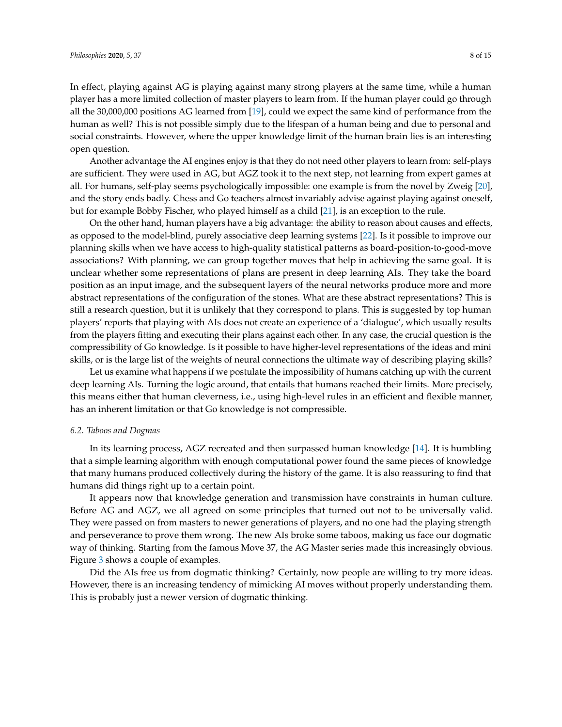In effect, playing against AG is playing against many strong players at the same time, while a human player has a more limited collection of master players to learn from. If the human player could go through all the 30,000,000 positions AG learned from [19], could we expect the same kind of performance from the human as well? This is not possible simply due to the lifespan of a human being and due to personal and social constraints. However, where the upper knowledge limit of the human brain lies is an interesting open question.

Another advantage the AI engines enjoy is that they do not need other players to learn from: self-plays are sufficient. They were used in AG, but AGZ took it to the next step, not learning from expert games at all. For humans, self-play seems psychologically impossible: one example is from the novel by Zweig [20], and the story ends badly. Chess and Go teachers almost invariably advise against playing against oneself, but for example Bobby Fischer, who played himself as a child [21], is an exception to the rule.

On the other hand, human players have a big advantage: the ability to reason about causes and effects, as opposed to the model-blind, purely associative deep learning systems [22]. Is it possible to improve our planning skills when we have access to high-quality statistical patterns as board-position-to-good-move associations? With planning, we can group together moves that help in achieving the same goal. It is unclear whether some representations of plans are present in deep learning AIs. They take the board position as an input image, and the subsequent layers of the neural networks produce more and more abstract representations of the configuration of the stones. What are these abstract representations? This is still a research question, but it is unlikely that they correspond to plans. This is suggested by top human players' reports that playing with AIs does not create an experience of a 'dialogue', which usually results from the players fitting and executing their plans against each other. In any case, the crucial question is the compressibility of Go knowledge. Is it possible to have higher-level representations of the ideas and mini skills, or is the large list of the weights of neural connections the ultimate way of describing playing skills?

Let us examine what happens if we postulate the impossibility of humans catching up with the current deep learning AIs. Turning the logic around, that entails that humans reached their limits. More precisely, this means either that human cleverness, i.e., using high-level rules in an efficient and flexible manner, has an inherent limitation or that Go knowledge is not compressible.

### 6.2. Taboos and Dogmas

In its learning process, AGZ recreated and then surpassed human knowledge [14]. It is humbling that a simple learning algorithm with enough computational power found the same pieces of knowledge that many humans produced collectively during the history of the game. It is also reassuring to find that humans did things right up to a certain point.

It appears now that knowledge generation and transmission have constraints in human culture. Before AG and AGZ, we all agreed on some principles that turned out not to be universally valid. They were passed on from masters to newer generations of players, and no one had the playing strength and perseverance to prove them wrong. The new AIs broke some taboos, making us face our dogmatic way of thinking. Starting from the famous Move 37, the AG Master series made this increasingly obvious. Figure 3 shows a couple of examples.

Did the AIs free us from dogmatic thinking? Certainly, now people are willing to try more ideas. However, there is an increasing tendency of mimicking AI moves without properly understanding them. This is probably just a newer version of dogmatic thinking.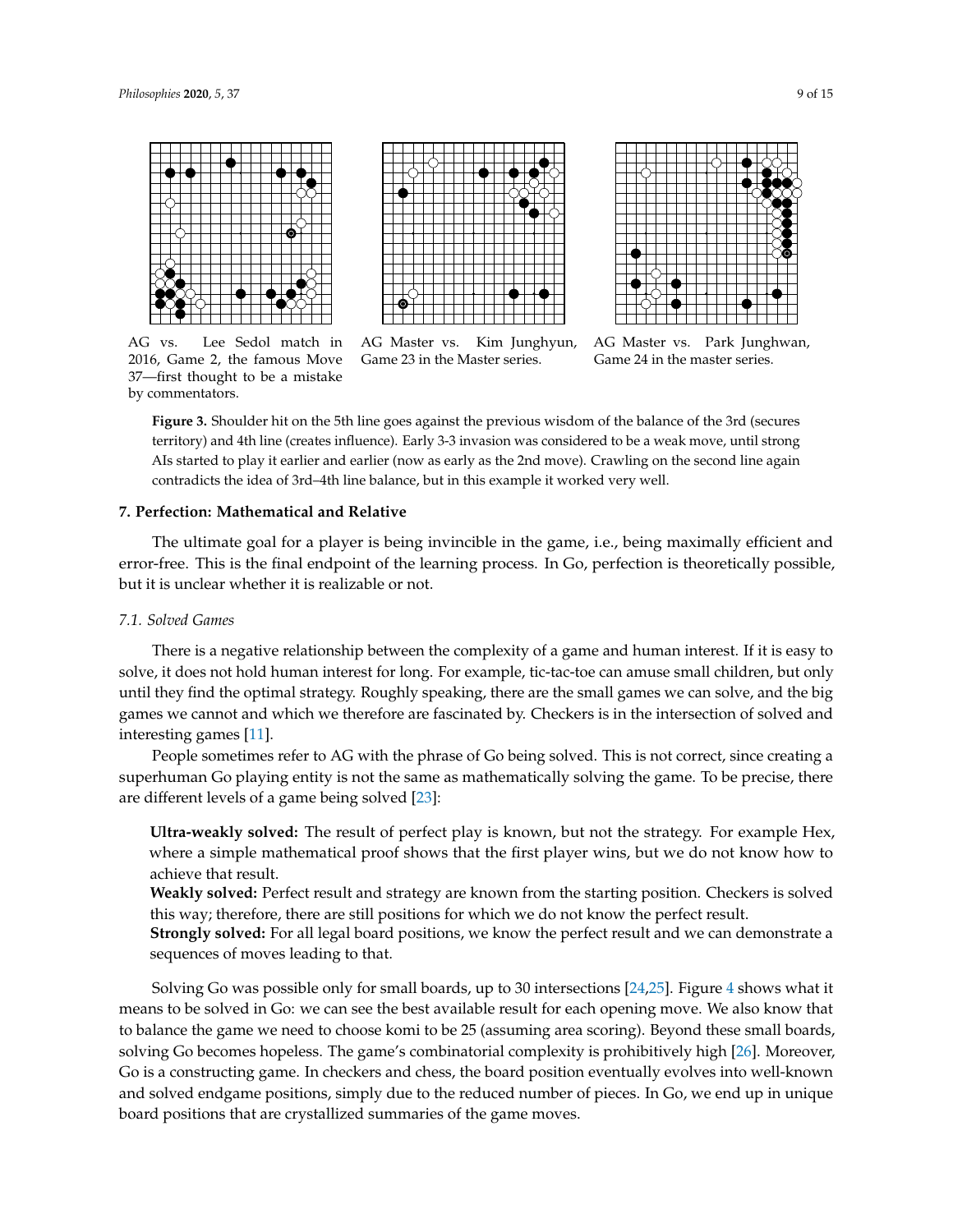AG vs. Lee Sedol match in 2016, Game 2, the famous Move 37—first thought to be a mistake by commentators.

AG Master vs. Kim Junghyun, Game 23 in the Master series.

AG Master vs. Park Junghwan, Game 24 in the master series.

**Figure 3.** Shoulder hit on the 5th line goes against the previous wisdom of the balance of the 3rd (secures territory) and 4th line (creates influence). Early 3-3 invasion was considered to be a weak move, until strong AIs started to play it earlier and earlier (now as early as the 2nd move). Crawling on the second line again contradicts the idea of 3rd–4th line balance, but in this example it worked very well.

## 7. Perfection: Mathematical and Relative

The ultimate goal for a player is being invincible in the game, i.e., being maximally efficient and error-free. This is the final endpoint of the learning process. In Go, perfection is theoretically possible, but it is unclear whether it is realizable or not.

### *7.1. Solved Games*

There is a negative relationship between the complexity of a game and human interest. If it is easy to solve, it does not hold human interest for long. For example, tic-tac-toe can amuse small children, but only until they find the optimal strategy. Roughly speaking, there are the small games we can solve, and the big games we cannot and which we therefore are fascinated by. Checkers is in the intersection of solved and interesting games [11].

People sometimes refer to AG with the phrase of Go being solved. This is not correct, since creating a superhuman Go playing entity is not the same as mathematically solving the game. To be precise, there are different levels of a game being solved [23]:

**Ultra-weakly solved:** The result of perfect play is known, but not the strategy. For example Hex, where a simple mathematical proof shows that the first player wins, but we do not know how to achieve that result.

**Weakly solved:** Perfect result and strategy are known from the starting position. Checkers is solved this way; therefore, there are still positions for which we do not know the perfect result.

**Strongly solved:** For all legal board positions, we know the perfect result and we can demonstrate a sequences of moves leading to that.

Solving Go was possible only for small boards, up to 30 intersections [24,25]. Figure 4 shows what it means to be solved in Go: we can see the best available result for each opening move. We also know that to balance the game we need to choose komi to be 25 (assuming area scoring). Beyond these small boards, solving Go becomes hopeless. The game's combinatorial complexity is prohibitively high [26]. Moreover, Go is a constructing game. In checkers and chess, the board position eventually evolves into well-known and solved endgame positions, simply due to the reduced number of pieces. In Go, we end up in unique board positions that are crystallized summaries of the game moves.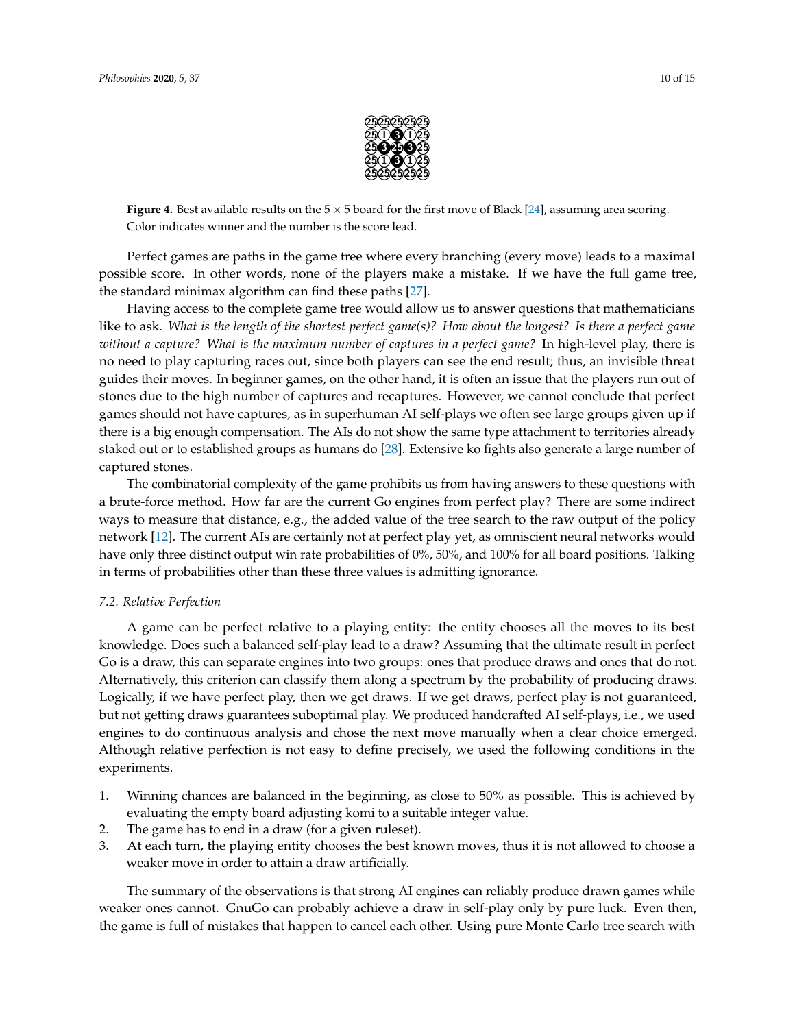25 25 25 25 25
25 1 3 1 25
25 3 25 3 25
25 1 3 1 25
25 25 25 25 25

**Figure 4.** Best available results on the 5 × 5 board for the first move of Black [24], assuming area scoring. Color indicates winner and the number is the score lead.

Perfect games are paths in the game tree where every branching (every move) leads to a maximal possible score. In other words, none of the players make a mistake. If we have the full game tree, the standard minimax algorithm can find these paths [27].

Having access to the complete game tree would allow us to answer questions that mathematicians like to ask. *What is the length of the shortest perfect game(s)? How about the longest? Is there a perfect game without a capture? What is the maximum number of captures in a perfect game?* In high-level play, there is no need to play capturing races out, since both players can see the end result; thus, an invisible threat guides their moves. In beginner games, on the other hand, it is often an issue that the players run out of stones due to the high number of captures and recaptures. However, we cannot conclude that perfect games should not have captures, as in superhuman AI self-plays we often see large groups given up if there is a big enough compensation. The AIs do not show the same type attachment to territories already staked out or to established groups as humans do [28]. Extensive ko fights also generate a large number of captured stones.

The combinatorial complexity of the game prohibits us from having answers to these questions with a brute-force method. How far are the current Go engines from perfect play? There are some indirect ways to measure that distance, e.g., the added value of the tree search to the raw output of the policy network [12]. The current AIs are certainly not at perfect play yet, as omniscient neural networks would have only three distinct output win rate probabilities of 0%, 50%, and 100% for all board positions. Talking in terms of probabilities other than these three values is admitting ignorance.

### 7.2. Relative Perfection

A game can be perfect relative to a playing entity: the entity chooses all the moves to its best knowledge. Does such a balanced self-play lead to a draw? Assuming that the ultimate result in perfect Go is a draw, this can separate engines into two groups: ones that produce draws and ones that do not. Alternatively, this criterion can classify them along a spectrum by the probability of producing draws. Logically, if we have perfect play, then we get draws. If we get draws, perfect play is not guaranteed, but not getting draws guarantees suboptimal play. We produced handcrafted AI self-plays, i.e., we used engines to do continuous analysis and chose the next move manually when a clear choice emerged. Although relative perfection is not easy to define precisely, we used the following conditions in the experiments.

1. Winning chances are balanced in the beginning, as close to 50% as possible. This is achieved by evaluating the empty board adjusting komi to a suitable integer value.
2. The game has to end in a draw (for a given ruleset).
3. At each turn, the playing entity chooses the best known moves, thus it is not allowed to choose a weaker move in order to attain a draw artificially.

The summary of the observations is that strong AI engines can reliably produce drawn games while weaker ones cannot. GnuGo can probably achieve a draw in self-play only by pure luck. Even then, the game is full of mistakes that happen to cancel each other. Using pure Monte Carlo tree search with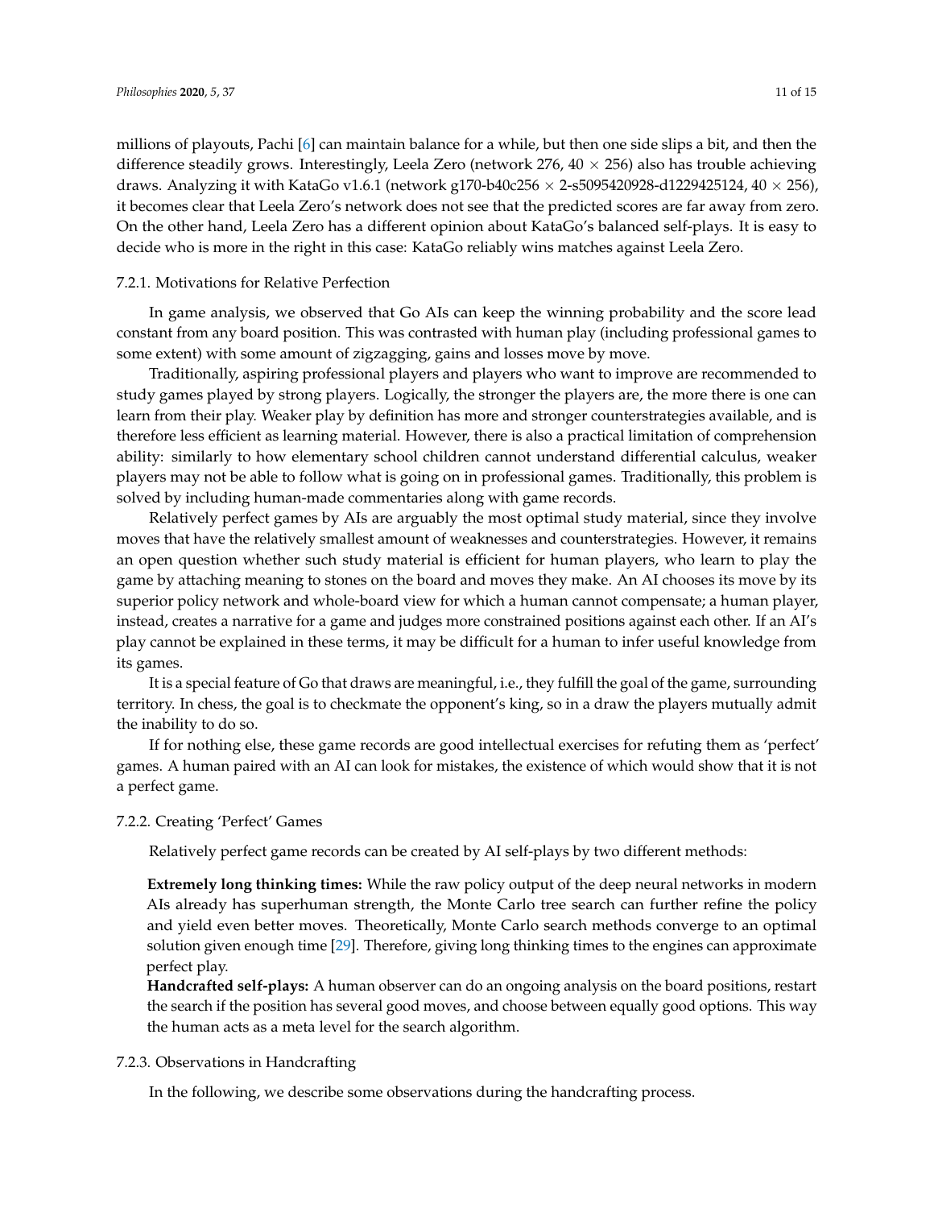millions of playouts, Pachi [6] can maintain balance for a while, but then one side slips a bit, and then the difference steadily grows. Interestingly, Leela Zero (network 276, $40 \times 256$) also has trouble achieving draws. Analyzing it with KataGo v1.6.1 (network g170-b40c256 $\times$ 2-s5095420928-d1229425124, $40 \times 256$), it becomes clear that Leela Zero's network does not see that the predicted scores are far away from zero. On the other hand, Leela Zero has a different opinion about KataGo's balanced self-plays. It is easy to decide who is more in the right in this case: KataGo reliably wins matches against Leela Zero.

#### 7.2.1. Motivations for Relative Perfection

In game analysis, we observed that Go AIs can keep the winning probability and the score lead constant from any board position. This was contrasted with human play (including professional games to some extent) with some amount of zigzagging, gains and losses move by move.

Traditionally, aspiring professional players and players who want to improve are recommended to study games played by strong players. Logically, the stronger the players are, the more there is one can learn from their play. Weaker play by definition has more and stronger counterstrategies available, and is therefore less efficient as learning material. However, there is also a practical limitation of comprehension ability: similarly to how elementary school children cannot understand differential calculus, weaker players may not be able to follow what is going on in professional games. Traditionally, this problem is solved by including human-made commentaries along with game records.

Relatively perfect games by AIs are arguably the most optimal study material, since they involve moves that have the relatively smallest amount of weaknesses and counterstrategies. However, it remains an open question whether such study material is efficient for human players, who learn to play the game by attaching meaning to stones on the board and moves they make. An AI chooses its move by its superior policy network and whole-board view for which a human cannot compensate; a human player, instead, creates a narrative for a game and judges more constrained positions against each other. If an AI's play cannot be explained in these terms, it may be difficult for a human to infer useful knowledge from its games.

It is a special feature of Go that draws are meaningful, i.e., they fulfill the goal of the game, surrounding territory. In chess, the goal is to checkmate the opponent's king, so in a draw the players mutually admit the inability to do so.

If for nothing else, these game records are good intellectual exercises for refuting them as 'perfect' games. A human paired with an AI can look for mistakes, the existence of which would show that it is not a perfect game.

#### 7.2.2. Creating 'Perfect' Games

Relatively perfect game records can be created by AI self-plays by two different methods:

**Extremely long thinking times:** While the raw policy output of the deep neural networks in modern AIs already has superhuman strength, the Monte Carlo tree search can further refine the policy and yield even better moves. Theoretically, Monte Carlo search methods converge to an optimal solution given enough time [29]. Therefore, giving long thinking times to the engines can approximate perfect play.

**Handcrafted self-plays:** A human observer can do an ongoing analysis on the board positions, restart the search if the position has several good moves, and choose between equally good options. This way the human acts as a meta level for the search algorithm.

#### 7.2.3. Observations in Handcrafting

In the following, we describe some observations during the handcrafting process.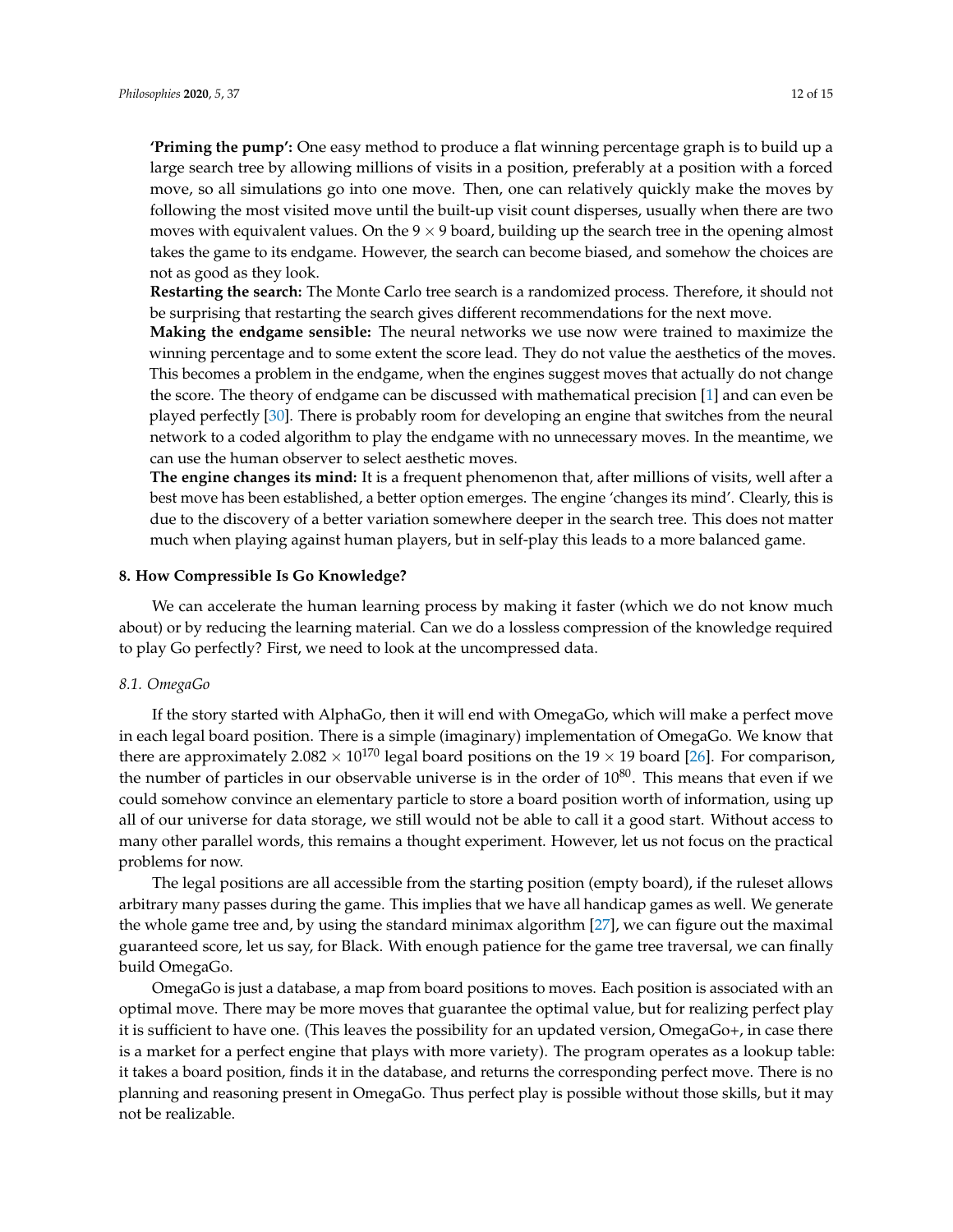**'Priming the pump':** One easy method to produce a flat winning percentage graph is to build up a large search tree by allowing millions of visits in a position, preferably at a position with a forced move, so all simulations go into one move. Then, one can relatively quickly make the moves by following the most visited move until the built-up visit count disperses, usually when there are two moves with equivalent values. On the $9 \times 9$ board, building up the search tree in the opening almost takes the game to its endgame. However, the search can become biased, and somehow the choices are not as good as they look.

**Restarting the search:** The Monte Carlo tree search is a randomized process. Therefore, it should not be surprising that restarting the search gives different recommendations for the next move.

**Making the endgame sensible:** The neural networks we use now were trained to maximize the winning percentage and to some extent the score lead. They do not value the aesthetics of the moves. This becomes a problem in the endgame, when the engines suggest moves that actually do not change the score. The theory of endgame can be discussed with mathematical precision [1] and can even be played perfectly [30]. There is probably room for developing an engine that switches from the neural network to a coded algorithm to play the endgame with no unnecessary moves. In the meantime, we can use the human observer to select aesthetic moves.

**The engine changes its mind:** It is a frequent phenomenon that, after millions of visits, well after a best move has been established, a better option emerges. The engine 'changes its mind'. Clearly, this is due to the discovery of a better variation somewhere deeper in the search tree. This does not matter much when playing against human players, but in self-play this leads to a more balanced game.

## 8. How Compressible Is Go Knowledge?

We can accelerate the human learning process by making it faster (which we do not know much about) or by reducing the learning material. Can we do a lossless compression of the knowledge required to play Go perfectly? First, we need to look at the uncompressed data.

### *8.1. OmegaGo*

If the story started with AlphaGo, then it will end with OmegaGo, which will make a perfect move in each legal board position. There is a simple (imaginary) implementation of OmegaGo. We know that there are approximately $2.082 \times 10^{170}$ legal board positions on the $19 \times 19$ board [26]. For comparison, the number of particles in our observable universe is in the order of $10^{80}$. This means that even if we could somehow convince an elementary particle to store a board position worth of information, using up all of our universe for data storage, we still would not be able to call it a good start. Without access to many other parallel words, this remains a thought experiment. However, let us not focus on the practical problems for now.

The legal positions are all accessible from the starting position (empty board), if the ruleset allows arbitrary many passes during the game. This implies that we have all handicap games as well. We generate the whole game tree and, by using the standard minimax algorithm [27], we can figure out the maximal guaranteed score, let us say, for Black. With enough patience for the game tree traversal, we can finally build OmegaGo.

OmegaGo is just a database, a map from board positions to moves. Each position is associated with an optimal move. There may be more moves that guarantee the optimal value, but for realizing perfect play it is sufficient to have one. (This leaves the possibility for an updated version, OmegaGo+, in case there is a market for a perfect engine that plays with more variety). The program operates as a lookup table: it takes a board position, finds it in the database, and returns the corresponding perfect move. There is no planning and reasoning present in OmegaGo. Thus perfect play is possible without those skills, but it may not be realizable.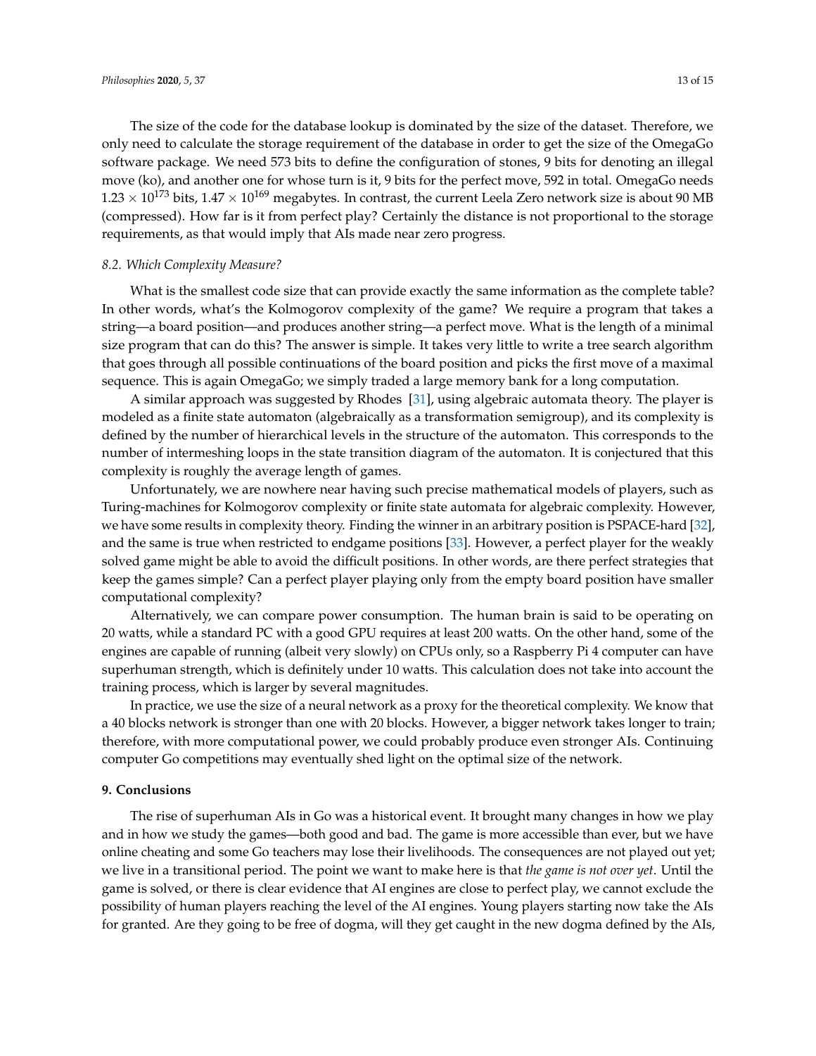The size of the code for the database lookup is dominated by the size of the dataset. Therefore, we only need to calculate the storage requirement of the database in order to get the size of the OmegaGo software package. We need 573 bits to define the configuration of stones, 9 bits for denoting an illegal move (ko), and another one for whose turn is it, 9 bits for the perfect move, 592 in total. OmegaGo needs $1.23 \times 10^{173}$ bits, $1.47 \times 10^{169}$ megabytes. In contrast, the current Leela Zero network size is about 90 MB (compressed). How far is it from perfect play? Certainly the distance is not proportional to the storage requirements, as that would imply that AIs made near zero progress.

### 8.2. Which Complexity Measure?

What is the smallest code size that can provide exactly the same information as the complete table? In other words, what's the Kolmogorov complexity of the game? We require a program that takes a string—a board position—and produces another string—a perfect move. What is the length of a minimal size program that can do this? The answer is simple. It takes very little to write a tree search algorithm that goes through all possible continuations of the board position and picks the first move of a maximal sequence. This is again OmegaGo; we simply traded a large memory bank for a long computation.

A similar approach was suggested by Rhodes [31], using algebraic automata theory. The player is modeled as a finite state automaton (algebraically as a transformation semigroup), and its complexity is defined by the number of hierarchical levels in the structure of the automaton. This corresponds to the number of intermeshing loops in the state transition diagram of the automaton. It is conjectured that this complexity is roughly the average length of games.

Unfortunately, we are nowhere near having such precise mathematical models of players, such as Turing-machines for Kolmogorov complexity or finite state automata for algebraic complexity. However, we have some results in complexity theory. Finding the winner in an arbitrary position is PSPACE-hard [32], and the same is true when restricted to endgame positions [33]. However, a perfect player for the weakly solved game might be able to avoid the difficult positions. In other words, are there perfect strategies that keep the games simple? Can a perfect player playing only from the empty board position have smaller computational complexity?

Alternatively, we can compare power consumption. The human brain is said to be operating on 20 watts, while a standard PC with a good GPU requires at least 200 watts. On the other hand, some of the engines are capable of running (albeit very slowly) on CPUs only, so a Raspberry Pi 4 computer can have superhuman strength, which is definitely under 10 watts. This calculation does not take into account the training process, which is larger by several magnitudes.

In practice, we use the size of a neural network as a proxy for the theoretical complexity. We know that a 40 blocks network is stronger than one with 20 blocks. However, a bigger network takes longer to train; therefore, with more computational power, we could probably produce even stronger AIs. Continuing computer Go competitions may eventually shed light on the optimal size of the network.

## 9. Conclusions

The rise of superhuman AIs in Go was a historical event. It brought many changes in how we play and in how we study the games—both good and bad. The game is more accessible than ever, but we have online cheating and some Go teachers may lose their livelihoods. The consequences are not played out yet; we live in a transitional period. The point we want to make here is that *the game is not over yet*. Until the game is solved, or there is clear evidence that AI engines are close to perfect play, we cannot exclude the possibility of human players reaching the level of the AI engines. Young players starting now take the AIs for granted. Are they going to be free of dogma, will they get caught in the new dogma defined by the AIs,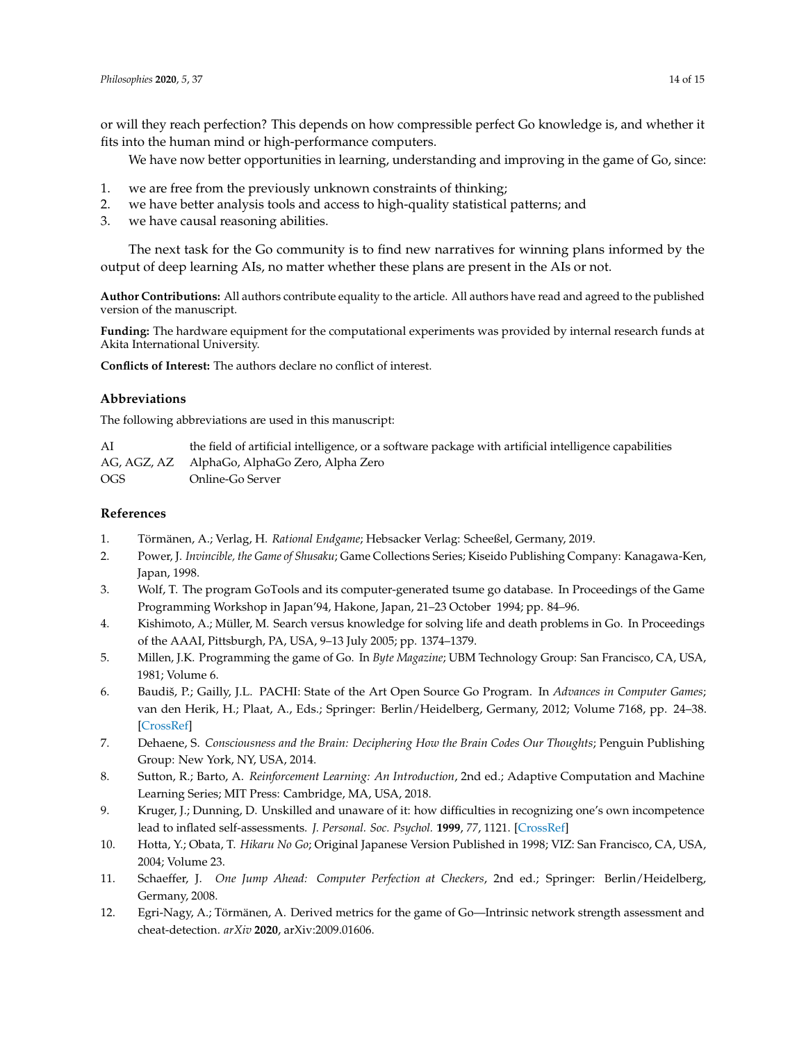or will they reach perfection? This depends on how compressible perfect Go knowledge is, and whether it fits into the human mind or high-performance computers.

We have now better opportunities in learning, understanding and improving in the game of Go, since:

1. we are free from the previously unknown constraints of thinking;
2. we have better analysis tools and access to high-quality statistical patterns; and
3. we have causal reasoning abilities.

The next task for the Go community is to find new narratives for winning plans informed by the output of deep learning AIs, no matter whether these plans are present in the AIs or not.

**Author Contributions:** All authors contribute equality to the article. All authors have read and agreed to the published version of the manuscript.

**Funding:** The hardware equipment for the computational experiments was provided by internal research funds at Akita International University.

**Conflicts of Interest:** The authors declare no conflict of interest.

## Abbreviations

The following abbreviations are used in this manuscript:

| | |
|---|---|
| AI | the field of artificial intelligence, or a software package with artificial intelligence capabilities |
| AG, AGZ, AZ | AlphaGo, AlphaGo Zero, Alpha Zero |
| OGS | Online-Go Server |

## References

1. Törmänen, A.; Verlag, H. *Rational Endgame*; Hebsacker Verlag: Scheeßel, Germany, 2019.
2. Power, J. *Invincible, the Game of Shusaku*; Game Collections Series; Kiseido Publishing Company: Kanagawa-Ken, Japan, 1998.
3. Wolf, T. The program GoTools and its computer-generated tsume go database. In Proceedings of the Game Programming Workshop in Japan'94, Hakone, Japan, 21–23 October 1994; pp. 84–96.
4. Kishimoto, A.; Müller, M. Search versus knowledge for solving life and death problems in Go. In Proceedings of the AAAI, Pittsburgh, PA, USA, 9–13 July 2005; pp. 1374–1379.
5. Millen, J.K. Programming the game of Go. In *Byte Magazine*; UBM Technology Group: San Francisco, CA, USA, 1981; Volume 6.
6. Baudiš, P.; Gailly, J.L. PACHI: State of the Art Open Source Go Program. In *Advances in Computer Games*; van den Herik, H.; Plaat, A., Eds.; Springer: Berlin/Heidelberg, Germany, 2012; Volume 7168, pp. 24–38. [CrossRef]
7. Dehaene, S. *Consciousness and the Brain: Deciphering How the Brain Codes Our Thoughts*; Penguin Publishing Group: New York, NY, USA, 2014.
8. Sutton, R.; Barto, A. *Reinforcement Learning: An Introduction*, 2nd ed.; Adaptive Computation and Machine Learning Series; MIT Press: Cambridge, MA, USA, 2018.
9. Kruger, J.; Dunning, D. Unskilled and unaware of it: how difficulties in recognizing one's own incompetence lead to inflated self-assessments. *J. Personal. Soc. Psychol.* **1999**, *77*, 1121. [CrossRef]
10. Hotta, Y.; Obata, T. *Hikaru No Go*; Original Japanese Version Published in 1998; VIZ: San Francisco, CA, USA, 2004; Volume 23.
11. Schaeffer, J. *One Jump Ahead: Computer Perfection at Checkers*, 2nd ed.; Springer: Berlin/Heidelberg, Germany, 2008.
12. Egri-Nagy, A.; Törmänen, A. Derived metrics for the game of Go—Intrinsic network strength assessment and cheat-detection. *arXiv* **2020**, arXiv:2009.01606.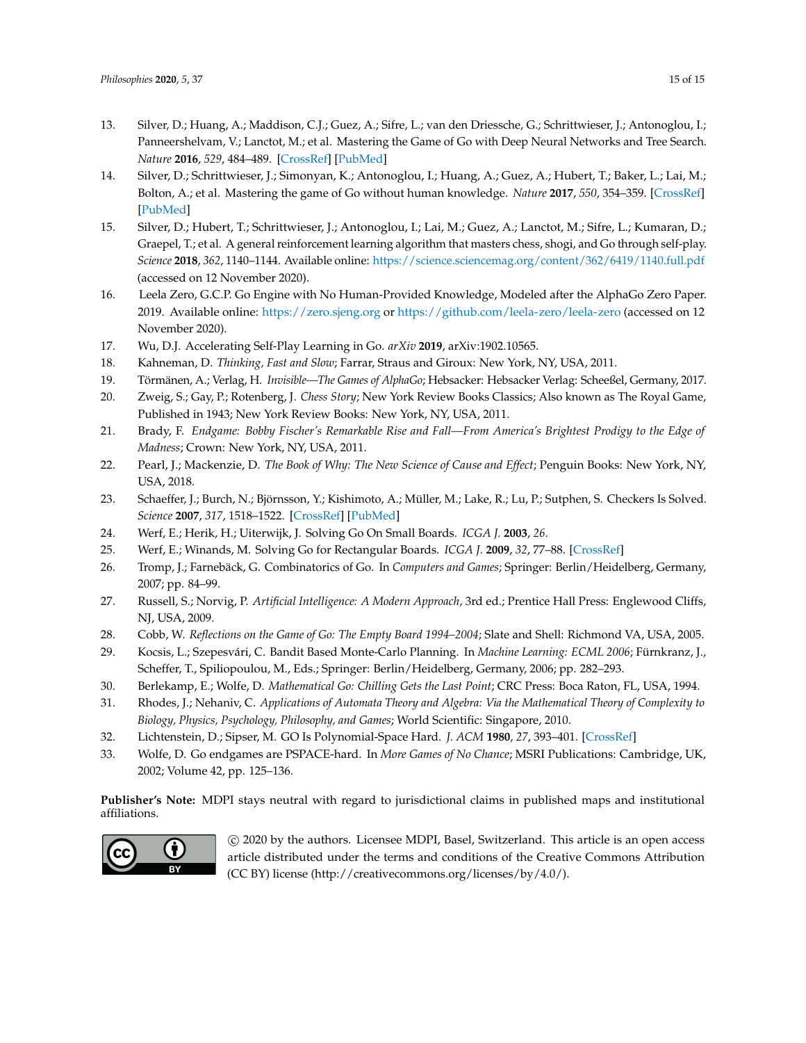13. Silver, D.; Huang, A.; Maddison, C.J.; Guez, A.; Sifre, L.; van den Driessche, G.; Schrittwieser, J.; Antonoglou, I.; Panneershelvam, V.; Lanctot, M.; et al. Mastering the Game of Go with Deep Neural Networks and Tree Search. *Nature* **2016**, *529*, 484–489. [CrossRef] [PubMed]
14. Silver, D.; Schrittwieser, J.; Simonyan, K.; Antonoglou, I.; Huang, A.; Guez, A.; Hubert, T.; Baker, L.; Lai, M.; Bolton, A.; et al. Mastering the game of Go without human knowledge. *Nature* **2017**, *550*, 354–359. [CrossRef] [PubMed]
15. Silver, D.; Hubert, T.; Schrittwieser, J.; Antonoglou, I.; Lai, M.; Guez, A.; Lanctot, M.; Sifre, L.; Kumaran, D.; Graepel, T.; et al. A general reinforcement learning algorithm that masters chess, shogi, and Go through self-play. *Science* **2018**, *362*, 1140–1144. Available online: https://science.sciencemag.org/content/362/6419/1140.full.pdf (accessed on 12 November 2020).
16. Leela Zero, G.C.P. Go Engine with No Human-Provided Knowledge, Modeled after the AlphaGo Zero Paper. 2019. Available online: https://zero.sjeng.org or https://github.com/leela-zero/leela-zero (accessed on 12 November 2020).
17. Wu, D.J. Accelerating Self-Play Learning in Go. *arXiv* **2019**, arXiv:1902.10565.
18. Kahneman, D. *Thinking, Fast and Slow*; Farrar, Straus and Giroux: New York, NY, USA, 2011.
19. Törmänen, A.; Verlag, H. *Invisible—The Games of AlphaGo*; Hebsacker: Hebsacker Verlag: Scheeßel, Germany, 2017.
20. Zweig, S.; Gay, P.; Rotenberg, J. *Chess Story*; New York Review Books Classics; Also known as The Royal Game, Published in 1943; New York Review Books: New York, NY, USA, 2011.
21. Brady, F. *Endgame: Bobby Fischer's Remarkable Rise and Fall—From America's Brightest Prodigy to the Edge of Madness*; Crown: New York, NY, USA, 2011.
22. Pearl, J.; Mackenzie, D. *The Book of Why: The New Science of Cause and Effect*; Penguin Books: New York, NY, USA, 2018.
23. Schaeffer, J.; Burch, N.; Björnsson, Y.; Kishimoto, A.; Müller, M.; Lake, R.; Lu, P.; Sutphen, S. Checkers Is Solved. *Science* **2007**, *317*, 1518–1522. [CrossRef] [PubMed]
24. Werf, E.; Herik, H.; Uiterwijk, J. Solving Go On Small Boards. *ICGA J.* **2003**, *26*.
25. Werf, E.; Winands, M. Solving Go for Rectangular Boards. *ICGA J.* **2009**, *32*, 77–88. [CrossRef]
26. Tromp, J.; Farnebäck, G. Combinatorics of Go. In *Computers and Games*; Springer: Berlin/Heidelberg, Germany, 2007; pp. 84–99.
27. Russell, S.; Norvig, P. *Artificial Intelligence: A Modern Approach*, 3rd ed.; Prentice Hall Press: Englewood Cliffs, NJ, USA, 2009.
28. Cobb, W. *Reflections on the Game of Go: The Empty Board 1994–2004*; Slate and Shell: Richmond VA, USA, 2005.
29. Kocsis, L.; Szepesvári, C. Bandit Based Monte-Carlo Planning. In *Machine Learning: ECML 2006*; Fürnkranz, J., Scheffer, T., Spiliopoulou, M., Eds.; Springer: Berlin/Heidelberg, Germany, 2006; pp. 282–293.
30. Berlekamp, E.; Wolfe, D. *Mathematical Go: Chilling Gets the Last Point*; CRC Press: Boca Raton, FL, USA, 1994.
31. Rhodes, J.; Nehaniv, C. *Applications of Automata Theory and Algebra: Via the Mathematical Theory of Complexity to Biology, Physics, Psychology, Philosophy, and Games*; World Scientific: Singapore, 2010.
32. Lichtenstein, D.; Sipser, M. GO Is Polynomial-Space Hard. *J. ACM* **1980**, *27*, 393–401. [CrossRef]
33. Wolfe, D. Go endgames are PSPACE-hard. In *More Games of No Chance*; MSRI Publications: Cambridge, UK, 2002; Volume 42, pp. 125–136.

**Publisher's Note:** MDPI stays neutral with regard to jurisdictional claims in published maps and institutional affiliations.

© 2020 by the authors. Licensee MDPI, Basel, Switzerland. This article is an open access article distributed under the terms and conditions of the Creative Commons Attribution (CC BY) license (http://creativecommons.org/licenses/by/4.0/).